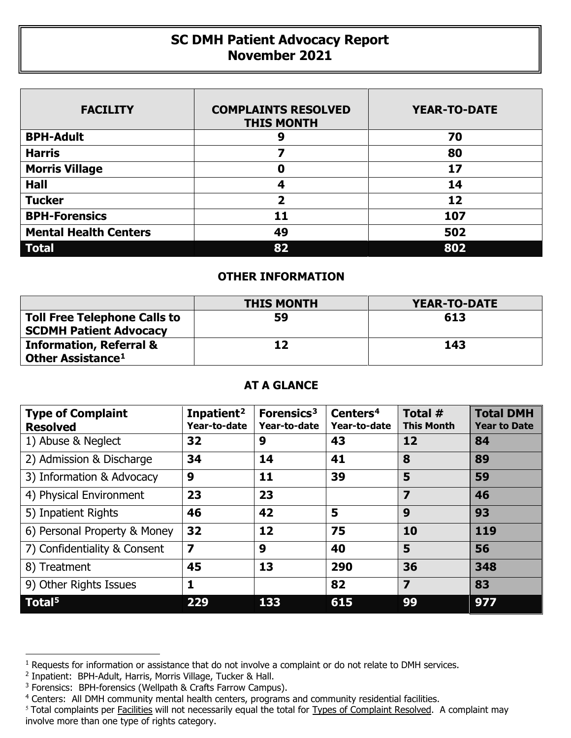# SC DMH Patient Advocacy Report
# November 2021

| FACILITY | COMPLAINTS RESOLVED THIS MONTH | YEAR-TO-DATE |
|---|---|---|
| **BPH-Adult** | **9** | **70** |
| **Harris** | **7** | **80** |
| **Morris Village** | **0** | **17** |
| **Hall** | **4** | **14** |
| **Tucker** | **2** | **12** |
| **BPH-Forensics** | **11** | **107** |
| **Mental Health Centers** | **49** | **502** |
| **Total** | **82** | **802** |

## OTHER INFORMATION

| | THIS MONTH | YEAR-TO-DATE |
|---|---|---|
| **Toll Free Telephone Calls to SCDMH Patient Advocacy** | **59** | **613** |
| **Information, Referral & Other Assistance[1]** | **12** | **143** |

## AT A GLANCE

| Type of Complaint Resolved | Inpatient[2] Year-to-date | Forensics[3] Year-to-date | Centers[4] Year-to-date | Total # This Month | Total DMH Year to Date |
|---|---|---|---|---|---|
| 1) Abuse & Neglect | **32** | **9** | **43** | **12** | **84** |
| 2) Admission & Discharge | **34** | **14** | **41** | **8** | **89** |
| 3) Information & Advocacy | **9** | **11** | **39** | **5** | **59** |
| 4) Physical Environment | **23** | **23** | | **7** | **46** |
| 5) Inpatient Rights | **46** | **42** | **5** | **9** | **93** |
| 6) Personal Property & Money | **32** | **12** | **75** | **10** | **119** |
| 7) Confidentiality & Consent | **7** | **9** | **40** | **5** | **56** |
| 8) Treatment | **45** | **13** | **290** | **36** | **348** |
| 9) Other Rights Issues | **1** | | **82** | **7** | **83** |
| **Total[5]** | **229** | **133** | **615** | **99** | **977** |

[1] Requests for information or assistance that do not involve a complaint or do not relate to DMH services.

[2] Inpatient: BPH-Adult, Harris, Morris Village, Tucker & Hall.

[3] Forensics: BPH-forensics (Wellpath & Crafts Farrow Campus).

[4] Centers: All DMH community mental health centers, programs and community residential facilities.

[5] Total complaints per Facilities will not necessarily equal the total for Types of Complaint Resolved. A complaint may involve more than one type of rights category.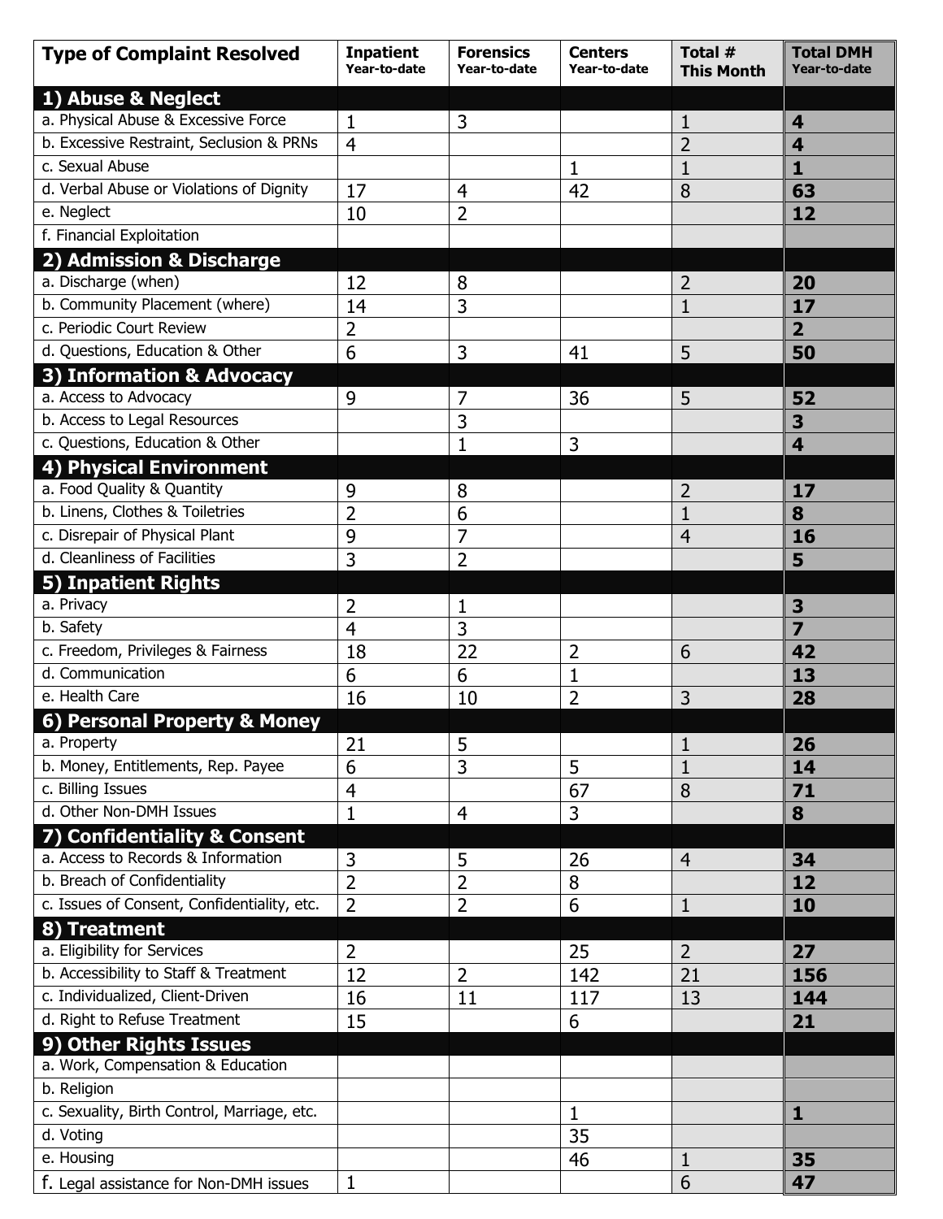| Type of Complaint Resolved | Inpatient Year-to-date | Forensics Year-to-date | Centers Year-to-date | Total # This Month | Total DMH Year-to-date |
|---|---|---|---|---|---|
| **1) Abuse & Neglect** | | | | | |
| a. Physical Abuse & Excessive Force | 1 | 3 | | 1 | **4** |
| b. Excessive Restraint, Seclusion & PRNs | 4 | | | 2 | **4** |
| c. Sexual Abuse | | | 1 | 1 | **1** |
| d. Verbal Abuse or Violations of Dignity | 17 | 4 | 42 | 8 | **63** |
| e. Neglect | 10 | 2 | | | **12** |
| f. Financial Exploitation | | | | | |
| **2) Admission & Discharge** | | | | | |
| a. Discharge (when) | 12 | 8 | | 2 | **20** |
| b. Community Placement (where) | 14 | 3 | | 1 | **17** |
| c. Periodic Court Review | 2 | | | | **2** |
| d. Questions, Education & Other | 6 | 3 | 41 | 5 | **50** |
| **3) Information & Advocacy** | | | | | |
| a. Access to Advocacy | 9 | 7 | 36 | 5 | **52** |
| b. Access to Legal Resources | | 3 | | | **3** |
| c. Questions, Education & Other | | 1 | 3 | | **4** |
| **4) Physical Environment** | | | | | |
| a. Food Quality & Quantity | 9 | 8 | | 2 | **17** |
| b. Linens, Clothes & Toiletries | 2 | 6 | | 1 | **8** |
| c. Disrepair of Physical Plant | 9 | 7 | | 4 | **16** |
| d. Cleanliness of Facilities | 3 | 2 | | | **5** |
| **5) Inpatient Rights** | | | | | |
| a. Privacy | 2 | 1 | | | **3** |
| b. Safety | 4 | 3 | | | **7** |
| c. Freedom, Privileges & Fairness | 18 | 22 | 2 | 6 | **42** |
| d. Communication | 6 | 6 | 1 | | **13** |
| e. Health Care | 16 | 10 | 2 | 3 | **28** |
| **6) Personal Property & Money** | | | | | |
| a. Property | 21 | 5 | | 1 | **26** |
| b. Money, Entitlements, Rep. Payee | 6 | 3 | 5 | 1 | **14** |
| c. Billing Issues | 4 | | 67 | 8 | **71** |
| d. Other Non-DMH Issues | 1 | 4 | 3 | | **8** |
| **7) Confidentiality & Consent** | | | | | |
| a. Access to Records & Information | 3 | 5 | 26 | 4 | **34** |
| b. Breach of Confidentiality | 2 | 2 | 8 | | **12** |
| c. Issues of Consent, Confidentiality, etc. | 2 | 2 | 6 | 1 | **10** |
| **8) Treatment** | | | | | |
| a. Eligibility for Services | 2 | | 25 | 2 | **27** |
| b. Accessibility to Staff & Treatment | 12 | 2 | 142 | 21 | **156** |
| c. Individualized, Client-Driven | 16 | 11 | 117 | 13 | **144** |
| d. Right to Refuse Treatment | 15 | | 6 | | **21** |
| **9) Other Rights Issues** | | | | | |
| a. Work, Compensation & Education | | | | | |
| b. Religion | | | | | |
| c. Sexuality, Birth Control, Marriage, etc. | | | 1 | | **1** |
| d. Voting | | | 35 | | |
| e. Housing | | | 46 | 1 | **35** |
| f. Legal assistance for Non-DMH issues | 1 | | | 6 | **47** |